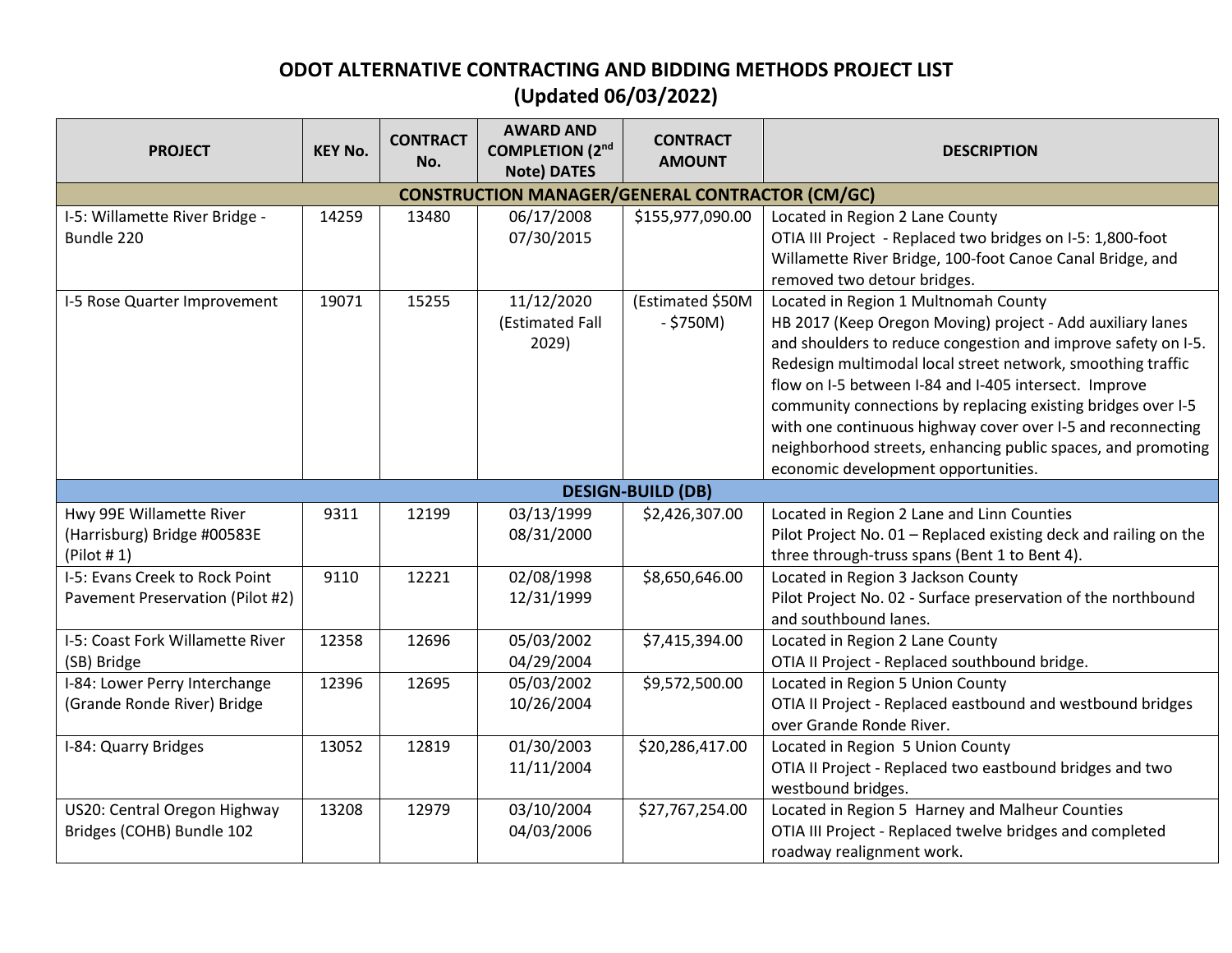# ODOT ALTERNATIVE CONTRACTING AND BIDDING METHODS PROJECT LIST
## (Updated 06/03/2022)

| PROJECT | KEY No. | CONTRACT No. | AWARD AND COMPLETION (2nd Note) DATES | CONTRACT AMOUNT | DESCRIPTION |
|---|---|---|---|---|---|
| **CONSTRUCTION MANAGER/GENERAL CONTRACTOR (CM/GC)** | | | | | |
| I-5: Willamette River Bridge - Bundle 220 | 14259 | 13480 | 06/17/2008<br>07/30/2015 | $155,977,090.00 | Located in Region 2 Lane County<br>OTIA III Project - Replaced two bridges on I-5: 1,800-foot Willamette River Bridge, 100-foot Canoe Canal Bridge, and removed two detour bridges. |
| I-5 Rose Quarter Improvement | 19071 | 15255 | 11/12/2020<br>(Estimated Fall 2029) | (Estimated $50M - $750M) | Located in Region 1 Multnomah County<br>HB 2017 (Keep Oregon Moving) project - Add auxiliary lanes and shoulders to reduce congestion and improve safety on I-5. Redesign multimodal local street network, smoothing traffic flow on I-5 between I-84 and I-405 intersect. Improve community connections by replacing existing bridges over I-5 with one continuous highway cover over I-5 and reconnecting neighborhood streets, enhancing public spaces, and promoting economic development opportunities. |
| **DESIGN-BUILD (DB)** | | | | | |
| Hwy 99E Willamette River (Harrisburg) Bridge #00583E (Pilot # 1) | 9311 | 12199 | 03/13/1999<br>08/31/2000 | $2,426,307.00 | Located in Region 2 Lane and Linn Counties<br>Pilot Project No. 01 – Replaced existing deck and railing on the three through-truss spans (Bent 1 to Bent 4). |
| I-5: Evans Creek to Rock Point Pavement Preservation (Pilot #2) | 9110 | 12221 | 02/08/1998<br>12/31/1999 | $8,650,646.00 | Located in Region 3 Jackson County<br>Pilot Project No. 02 - Surface preservation of the northbound and southbound lanes. |
| I-5: Coast Fork Willamette River (SB) Bridge | 12358 | 12696 | 05/03/2002<br>04/29/2004 | $7,415,394.00 | Located in Region 2 Lane County<br>OTIA II Project - Replaced southbound bridge. |
| I-84: Lower Perry Interchange (Grande Ronde River) Bridge | 12396 | 12695 | 05/03/2002<br>10/26/2004 | $9,572,500.00 | Located in Region 5 Union County<br>OTIA II Project - Replaced eastbound and westbound bridges over Grande Ronde River. |
| I-84: Quarry Bridges | 13052 | 12819 | 01/30/2003<br>11/11/2004 | $20,286,417.00 | Located in Region 5 Union County<br>OTIA II Project - Replaced two eastbound bridges and two westbound bridges. |
| US20: Central Oregon Highway Bridges (COHB) Bundle 102 | 13208 | 12979 | 03/10/2004<br>04/03/2006 | $27,767,254.00 | Located in Region 5 Harney and Malheur Counties<br>OTIA III Project - Replaced twelve bridges and completed roadway realignment work. |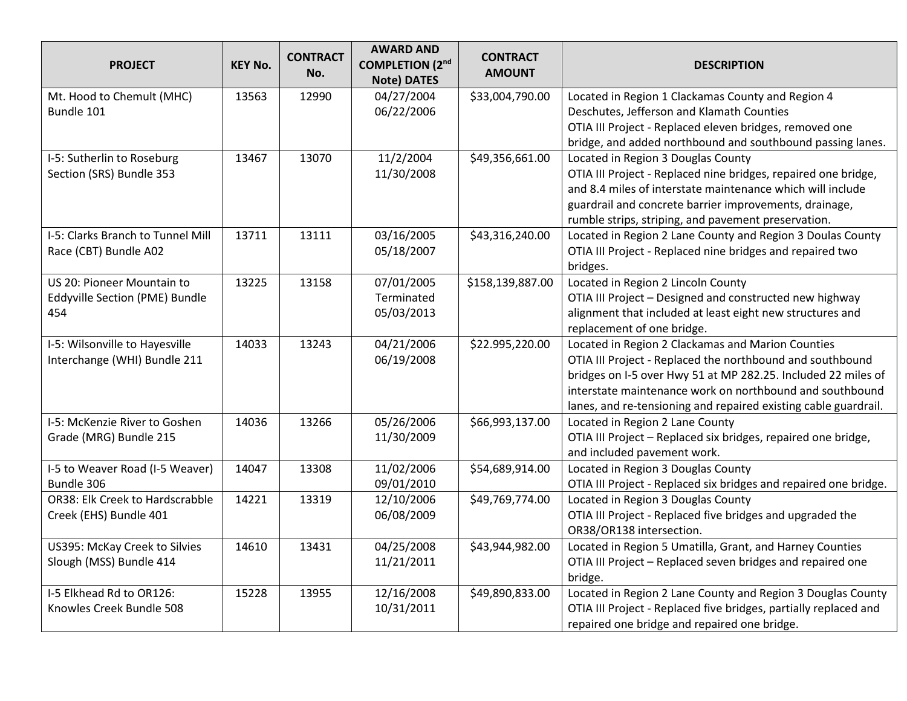| PROJECT | KEY No. | CONTRACT No. | AWARD AND COMPLETION (2nd Note) DATES | CONTRACT AMOUNT | DESCRIPTION |
|---|---|---|---|---|---|
| Mt. Hood to Chemult (MHC) Bundle 101 | 13563 | 12990 | 04/27/2004<br>06/22/2006 | $33,004,790.00 | Located in Region 1 Clackamas County and Region 4 Deschutes, Jefferson and Klamath Counties<br>OTIA III Project - Replaced eleven bridges, removed one bridge, and added northbound and southbound passing lanes. |
| I-5: Sutherlin to Roseburg Section (SRS) Bundle 353 | 13467 | 13070 | 11/2/2004<br>11/30/2008 | $49,356,661.00 | Located in Region 3 Douglas County<br>OTIA III Project - Replaced nine bridges, repaired one bridge, and 8.4 miles of interstate maintenance which will include guardrail and concrete barrier improvements, drainage, rumble strips, striping, and pavement preservation. |
| I-5: Clarks Branch to Tunnel Mill Race (CBT) Bundle A02 | 13711 | 13111 | 03/16/2005<br>05/18/2007 | $43,316,240.00 | Located in Region 2 Lane County and Region 3 Doulas County<br>OTIA III Project - Replaced nine bridges and repaired two bridges. |
| US 20: Pioneer Mountain to Eddyville Section (PME) Bundle 454 | 13225 | 13158 | 07/01/2005<br>Terminated<br>05/03/2013 | $158,139,887.00 | Located in Region 2 Lincoln County<br>OTIA III Project – Designed and constructed new highway alignment that included at least eight new structures and replacement of one bridge. |
| I-5: Wilsonville to Hayesville Interchange (WHI) Bundle 211 | 14033 | 13243 | 04/21/2006<br>06/19/2008 | $22.995,220.00 | Located in Region 2 Clackamas and Marion Counties<br>OTIA III Project - Replaced the northbound and southbound bridges on I-5 over Hwy 51 at MP 282.25. Included 22 miles of interstate maintenance work on northbound and southbound lanes, and re-tensioning and repaired existing cable guardrail. |
| I-5: McKenzie River to Goshen Grade (MRG) Bundle 215 | 14036 | 13266 | 05/26/2006<br>11/30/2009 | $66,993,137.00 | Located in Region 2 Lane County<br>OTIA III Project – Replaced six bridges, repaired one bridge, and included pavement work. |
| I-5 to Weaver Road (I-5 Weaver) Bundle 306 | 14047 | 13308 | 11/02/2006<br>09/01/2010 | $54,689,914.00 | Located in Region 3 Douglas County<br>OTIA III Project - Replaced six bridges and repaired one bridge. |
| OR38: Elk Creek to Hardscrabble Creek (EHS) Bundle 401 | 14221 | 13319 | 12/10/2006<br>06/08/2009 | $49,769,774.00 | Located in Region 3 Douglas County<br>OTIA III Project - Replaced five bridges and upgraded the OR38/OR138 intersection. |
| US395: McKay Creek to Silvies Slough (MSS) Bundle 414 | 14610 | 13431 | 04/25/2008<br>11/21/2011 | $43,944,982.00 | Located in Region 5 Umatilla, Grant, and Harney Counties<br>OTIA III Project – Replaced seven bridges and repaired one bridge. |
| I-5 Elkhead Rd to OR126: Knowles Creek Bundle 508 | 15228 | 13955 | 12/16/2008<br>10/31/2011 | $49,890,833.00 | Located in Region 2 Lane County and Region 3 Douglas County<br>OTIA III Project - Replaced five bridges, partially replaced and repaired one bridge and repaired one bridge. |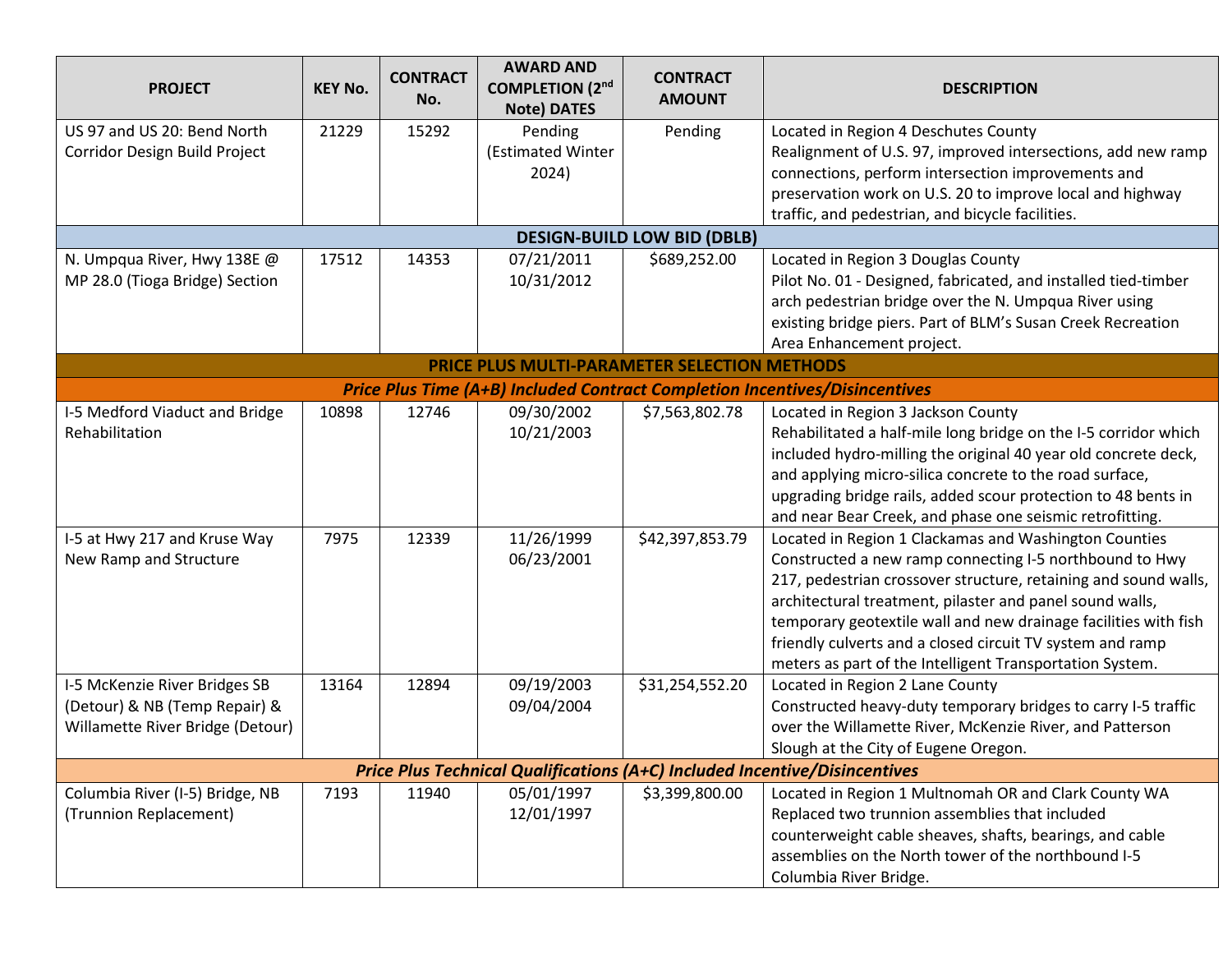| PROJECT | KEY No. | CONTRACT No. | AWARD AND COMPLETION (2nd Note) DATES | CONTRACT AMOUNT | DESCRIPTION |
|---|---|---|---|---|---|
| US 97 and US 20: Bend North Corridor Design Build Project | 21229 | 15292 | Pending (Estimated Winter 2024) | Pending | Located in Region 4 Deschutes County<br>Realignment of U.S. 97, improved intersections, add new ramp connections, perform intersection improvements and preservation work on U.S. 20 to improve local and highway traffic, and pedestrian, and bicycle facilities. |
| **DESIGN-BUILD LOW BID (DBLB)** | | | | | |
| N. Umpqua River, Hwy 138E @ MP 28.0 (Tioga Bridge) Section | 17512 | 14353 | 07/21/2011<br>10/31/2012 | $689,252.00 | Located in Region 3 Douglas County<br>Pilot No. 01 - Designed, fabricated, and installed tied-timber arch pedestrian bridge over the N. Umpqua River using existing bridge piers. Part of BLM's Susan Creek Recreation Area Enhancement project. |
| **PRICE PLUS MULTI-PARAMETER SELECTION METHODS** | | | | | |
| ***Price Plus Time (A+B) Included Contract Completion Incentives/Disincentives*** | | | | | |
| I-5 Medford Viaduct and Bridge Rehabilitation | 10898 | 12746 | 09/30/2002<br>10/21/2003 | $7,563,802.78 | Located in Region 3 Jackson County<br>Rehabilitated a half-mile long bridge on the I-5 corridor which included hydro-milling the original 40 year old concrete deck, and applying micro-silica concrete to the road surface, upgrading bridge rails, added scour protection to 48 bents in and near Bear Creek, and phase one seismic retrofitting. |
| I-5 at Hwy 217 and Kruse Way New Ramp and Structure | 7975 | 12339 | 11/26/1999<br>06/23/2001 | $42,397,853.79 | Located in Region 1 Clackamas and Washington Counties<br>Constructed a new ramp connecting I-5 northbound to Hwy 217, pedestrian crossover structure, retaining and sound walls, architectural treatment, pilaster and panel sound walls, temporary geotextile wall and new drainage facilities with fish friendly culverts and a closed circuit TV system and ramp meters as part of the Intelligent Transportation System. |
| I-5 McKenzie River Bridges SB (Detour) & NB (Temp Repair) & Willamette River Bridge (Detour) | 13164 | 12894 | 09/19/2003<br>09/04/2004 | $31,254,552.20 | Located in Region 2 Lane County<br>Constructed heavy-duty temporary bridges to carry I-5 traffic over the Willamette River, McKenzie River, and Patterson Slough at the City of Eugene Oregon. |
| ***Price Plus Technical Qualifications (A+C) Included Incentive/Disincentives*** | | | | | |
| Columbia River (I-5) Bridge, NB (Trunnion Replacement) | 7193 | 11940 | 05/01/1997<br>12/01/1997 | $3,399,800.00 | Located in Region 1 Multnomah OR and Clark County WA<br>Replaced two trunnion assemblies that included counterweight cable sheaves, shafts, bearings, and cable assemblies on the North tower of the northbound I-5 Columbia River Bridge. |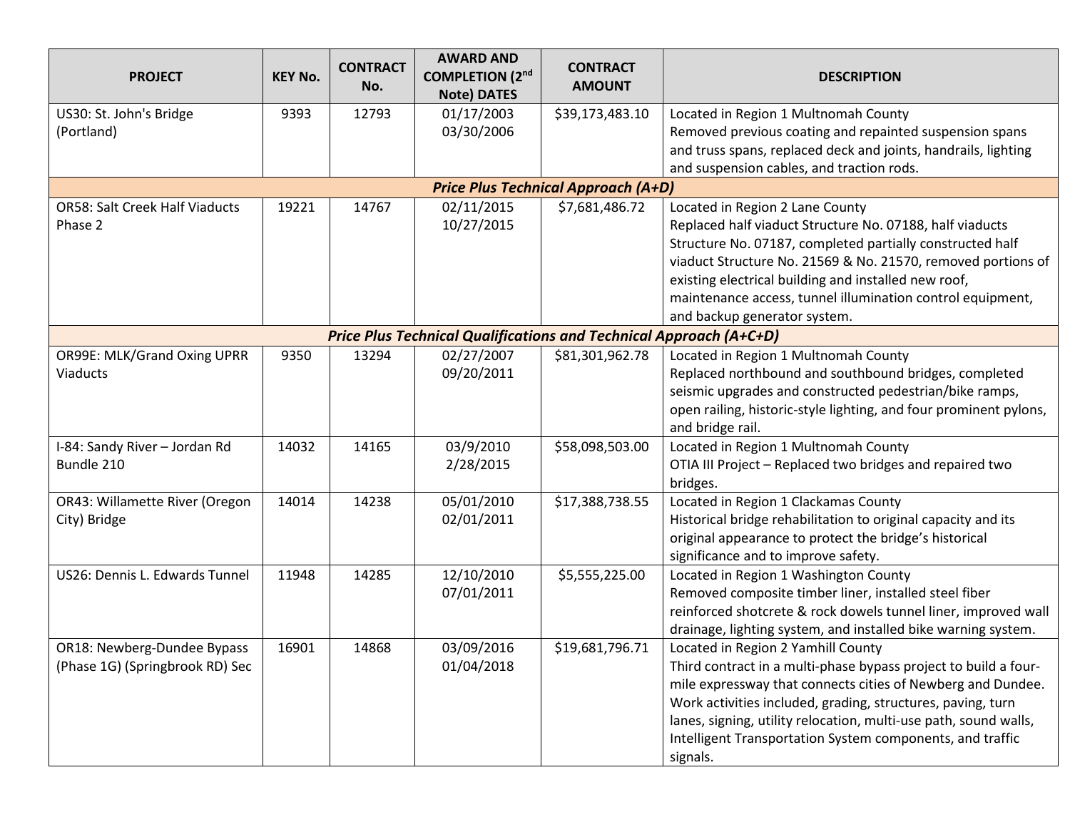| PROJECT | KEY No. | CONTRACT No. | AWARD AND COMPLETION (2nd Note) DATES | CONTRACT AMOUNT | DESCRIPTION |
|---|---|---|---|---|---|
| US30: St. John's Bridge (Portland) | 9393 | 12793 | 01/17/2003<br>03/30/2006 | $39,173,483.10 | Located in Region 1 Multnomah County<br>Removed previous coating and repainted suspension spans and truss spans, replaced deck and joints, handrails, lighting and suspension cables, and traction rods. |
| ***Price Plus Technical Approach (A+D)*** | | | | | |
| OR58: Salt Creek Half Viaducts Phase 2 | 19221 | 14767 | 02/11/2015<br>10/27/2015 | $7,681,486.72 | Located in Region 2 Lane County<br>Replaced half viaduct Structure No. 07188, half viaducts Structure No. 07187, completed partially constructed half viaduct Structure No. 21569 & No. 21570, removed portions of existing electrical building and installed new roof, maintenance access, tunnel illumination control equipment, and backup generator system. |
| ***Price Plus Technical Qualifications and Technical Approach (A+C+D)*** | | | | | |
| OR99E: MLK/Grand Oxing UPRR Viaducts | 9350 | 13294 | 02/27/2007<br>09/20/2011 | $81,301,962.78 | Located in Region 1 Multnomah County<br>Replaced northbound and southbound bridges, completed seismic upgrades and constructed pedestrian/bike ramps, open railing, historic-style lighting, and four prominent pylons, and bridge rail. |
| I-84: Sandy River – Jordan Rd Bundle 210 | 14032 | 14165 | 03/9/2010<br>2/28/2015 | $58,098,503.00 | Located in Region 1 Multnomah County<br>OTIA III Project – Replaced two bridges and repaired two bridges. |
| OR43: Willamette River (Oregon City) Bridge | 14014 | 14238 | 05/01/2010<br>02/01/2011 | $17,388,738.55 | Located in Region 1 Clackamas County<br>Historical bridge rehabilitation to original capacity and its original appearance to protect the bridge's historical significance and to improve safety. |
| US26: Dennis L. Edwards Tunnel | 11948 | 14285 | 12/10/2010<br>07/01/2011 | $5,555,225.00 | Located in Region 1 Washington County<br>Removed composite timber liner, installed steel fiber reinforced shotcrete & rock dowels tunnel liner, improved wall drainage, lighting system, and installed bike warning system. |
| OR18: Newberg-Dundee Bypass (Phase 1G) (Springbrook RD) Sec | 16901 | 14868 | 03/09/2016<br>01/04/2018 | $19,681,796.71 | Located in Region 2 Yamhill County<br>Third contract in a multi-phase bypass project to build a four-mile expressway that connects cities of Newberg and Dundee. Work activities included, grading, structures, paving, turn lanes, signing, utility relocation, multi-use path, sound walls, Intelligent Transportation System components, and traffic signals. |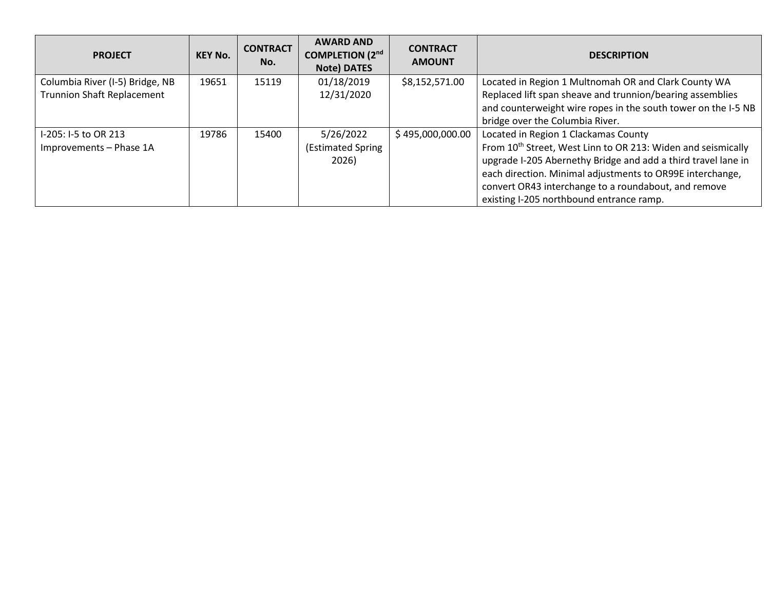| PROJECT | KEY No. | CONTRACT No. | AWARD AND COMPLETION (2[nd] Note) DATES | CONTRACT AMOUNT | DESCRIPTION |
|---|---|---|---|---|---|
| Columbia River (I-5) Bridge, NB Trunnion Shaft Replacement | 19651 | 15119 | 01/18/2019<br>12/31/2020 | $8,152,571.00 | Located in Region 1 Multnomah OR and Clark County WA<br>Replaced lift span sheave and trunnion/bearing assemblies and counterweight wire ropes in the south tower on the I-5 NB bridge over the Columbia River. |
| I-205: I-5 to OR 213 Improvements – Phase 1A | 19786 | 15400 | 5/26/2022<br>(Estimated Spring 2026) | $ 495,000,000.00 | Located in Region 1 Clackamas County<br>From 10[th] Street, West Linn to OR 213: Widen and seismically upgrade I-205 Abernethy Bridge and add a third travel lane in each direction. Minimal adjustments to OR99E interchange, convert OR43 interchange to a roundabout, and remove existing I-205 northbound entrance ramp. |